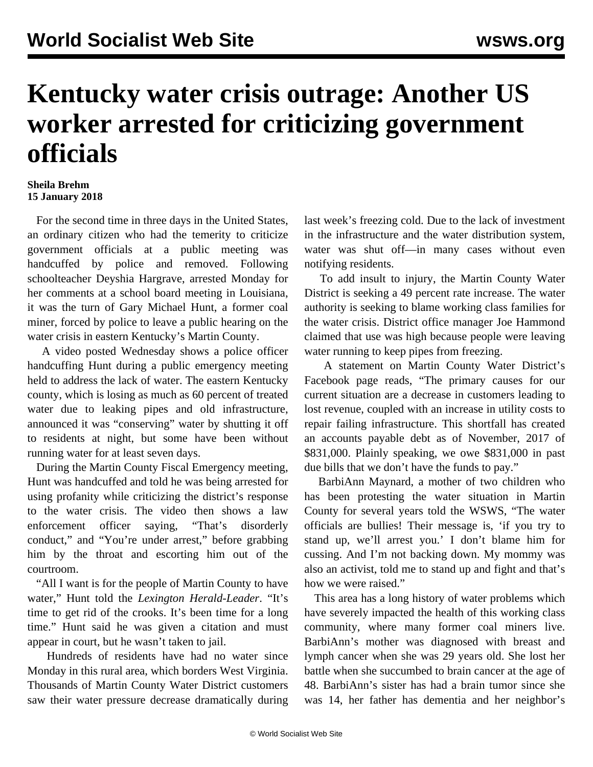# Kentucky water crisis outrage: Another US worker arrested for criticizing government officials

**Sheila Brehm**
**15 January 2018**

For the second time in three days in the United States, an ordinary citizen who had the temerity to criticize government officials at a public meeting was handcuffed by police and removed. Following schoolteacher Deyshia Hargrave, arrested Monday for her comments at a school board meeting in Louisiana, it was the turn of Gary Michael Hunt, a former coal miner, forced by police to leave a public hearing on the water crisis in eastern Kentucky's Martin County.

A video posted Wednesday shows a police officer handcuffing Hunt during a public emergency meeting held to address the lack of water. The eastern Kentucky county, which is losing as much as 60 percent of treated water due to leaking pipes and old infrastructure, announced it was "conserving" water by shutting it off to residents at night, but some have been without running water for at least seven days.

During the Martin County Fiscal Emergency meeting, Hunt was handcuffed and told he was being arrested for using profanity while criticizing the district's response to the water crisis. The video then shows a law enforcement officer saying, "That's disorderly conduct," and "You're under arrest," before grabbing him by the throat and escorting him out of the courtroom.

"All I want is for the people of Martin County to have water," Hunt told the *Lexington Herald-Leader*. "It's time to get rid of the crooks. It's been time for a long time." Hunt said he was given a citation and must appear in court, but he wasn't taken to jail.

Hundreds of residents have had no water since Monday in this rural area, which borders West Virginia. Thousands of Martin County Water District customers saw their water pressure decrease dramatically during last week's freezing cold. Due to the lack of investment in the infrastructure and the water distribution system, water was shut off—in many cases without even notifying residents.

To add insult to injury, the Martin County Water District is seeking a 49 percent rate increase. The water authority is seeking to blame working class families for the water crisis. District office manager Joe Hammond claimed that use was high because people were leaving water running to keep pipes from freezing.

A statement on Martin County Water District's Facebook page reads, "The primary causes for our current situation are a decrease in customers leading to lost revenue, coupled with an increase in utility costs to repair failing infrastructure. This shortfall has created an accounts payable debt as of November, 2017 of $831,000. Plainly speaking, we owe $831,000 in past due bills that we don't have the funds to pay."

BarbiAnn Maynard, a mother of two children who has been protesting the water situation in Martin County for several years told the WSWS, "The water officials are bullies! Their message is, 'if you try to stand up, we'll arrest you.' I don't blame him for cussing. And I'm not backing down. My mommy was also an activist, told me to stand up and fight and that's how we were raised."

This area has a long history of water problems which have severely impacted the health of this working class community, where many former coal miners live. BarbiAnn's mother was diagnosed with breast and lymph cancer when she was 29 years old. She lost her battle when she succumbed to brain cancer at the age of 48. BarbiAnn's sister has had a brain tumor since she was 14, her father has dementia and her neighbor's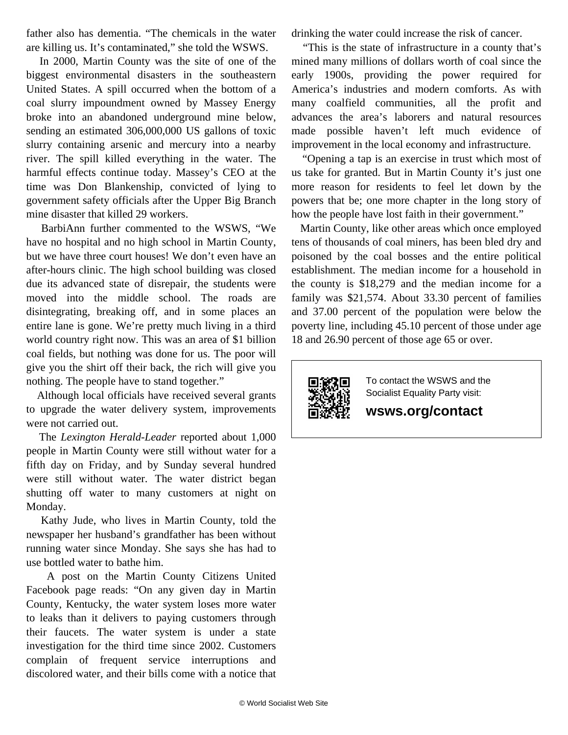father also has dementia. “The chemicals in the water are killing us. It’s contaminated,” she told the WSWS.

In 2000, Martin County was the site of one of the biggest environmental disasters in the southeastern United States. A spill occurred when the bottom of a coal slurry impoundment owned by Massey Energy broke into an abandoned underground mine below, sending an estimated 306,000,000 US gallons of toxic slurry containing arsenic and mercury into a nearby river. The spill killed everything in the water. The harmful effects continue today. Massey’s CEO at the time was Don Blankenship, convicted of lying to government safety officials after the Upper Big Branch mine disaster that killed 29 workers.

BarbiAnn further commented to the WSWS, “We have no hospital and no high school in Martin County, but we have three court houses! We don’t even have an after-hours clinic. The high school building was closed due its advanced state of disrepair, the students were moved into the middle school. The roads are disintegrating, breaking off, and in some places an entire lane is gone. We’re pretty much living in a third world country right now. This was an area of $1 billion coal fields, but nothing was done for us. The poor will give you the shirt off their back, the rich will give you nothing. The people have to stand together.”

Although local officials have received several grants to upgrade the water delivery system, improvements were not carried out.

The *Lexington Herald-Leader* reported about 1,000 people in Martin County were still without water for a fifth day on Friday, and by Sunday several hundred were still without water. The water district began shutting off water to many customers at night on Monday.

Kathy Jude, who lives in Martin County, told the newspaper her husband’s grandfather has been without running water since Monday. She says she has had to use bottled water to bathe him.

A post on the Martin County Citizens United Facebook page reads: “On any given day in Martin County, Kentucky, the water system loses more water to leaks than it delivers to paying customers through their faucets. The water system is under a state investigation for the third time since 2002. Customers complain of frequent service interruptions and discolored water, and their bills come with a notice that drinking the water could increase the risk of cancer.

“This is the state of infrastructure in a county that’s mined many millions of dollars worth of coal since the early 1900s, providing the power required for America’s industries and modern comforts. As with many coalfield communities, all the profit and advances the area’s laborers and natural resources made possible haven’t left much evidence of improvement in the local economy and infrastructure.

“Opening a tap is an exercise in trust which most of us take for granted. But in Martin County it’s just one more reason for residents to feel let down by the powers that be; one more chapter in the long story of how the people have lost faith in their government.”

Martin County, like other areas which once employed tens of thousands of coal miners, has been bled dry and poisoned by the coal bosses and the entire political establishment. The median income for a household in the county is $18,279 and the median income for a family was $21,574. About 33.30 percent of families and 37.00 percent of the population were below the poverty line, including 45.10 percent of those under age 18 and 26.90 percent of those age 65 or over.

To contact the WSWS and the Socialist Equality Party visit:

**wsws.org/contact**